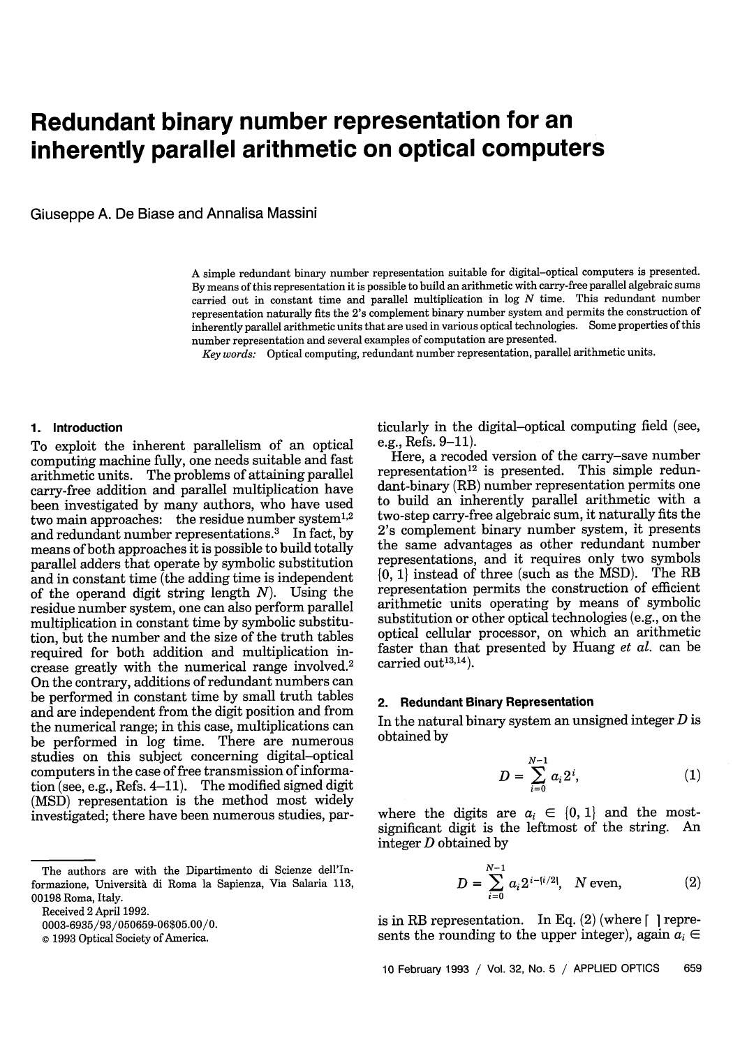# Redundant binary number representation for an inherently parallel arithmetic on optical computers

Giuseppe A. De Biase and Annalisa Massini

A simple redundant binary number representation suitable for digital–optical computers is presented. By means of this representation it is possible to build an arithmetic with carry-free parallel algebraic sums carried out in constant time and parallel multiplication in log $N$ time. This redundant number representation naturally fits the 2's complement binary number system and permits the construction of inherently parallel arithmetic units that are used in various optical technologies. Some properties of this number representation and several examples of computation are presented.

*Key words:* Optical computing, redundant number representation, parallel arithmetic units.

## 1. Introduction

To exploit the inherent parallelism of an optical computing machine fully, one needs suitable and fast arithmetic units. The problems of attaining parallel carry-free addition and parallel multiplication have been investigated by many authors, who have used two main approaches: the residue number system[1,2] and redundant number representations.[3] In fact, by means of both approaches it is possible to build totally parallel adders that operate by symbolic substitution and in constant time (the adding time is independent of the operand digit string length $N$). Using the residue number system, one can also perform parallel multiplication in constant time by symbolic substitution, but the number and the size of the truth tables required for both addition and multiplication increase greatly with the numerical range involved.[2] On the contrary, additions of redundant numbers can be performed in constant time by small truth tables and are independent from the digit position and from the numerical range; in this case, multiplications can be performed in log time. There are numerous studies on this subject concerning digital–optical computers in the case of free transmission of information (see, e.g., Refs. 4–11). The modified signed digit (MSD) representation is the method most widely investigated; there have been numerous studies, particularly in the digital–optical computing field (see, e.g., Refs. 9–11).

Here, a recoded version of the carry-save number representation[12] is presented. This simple redundant-binary (RB) number representation permits one to build an inherently parallel arithmetic with a two-step carry-free algebraic sum, it naturally fits the 2's complement binary number system, it presents the same advantages as other redundant number representations, and it requires only two symbols {0, 1} instead of three (such as the MSD). The RB representation permits the construction of efficient arithmetic units operating by means of symbolic substitution or other optical technologies (e.g., on the optical cellular processor, on which an arithmetic faster than that presented by Huang *et al.* can be carried out[13,14]).

## 2. Redundant Binary Representation

In the natural binary system an unsigned integer $D$ is obtained by

$$D = \sum_{i=0}^{N-1} a_i 2^i, \tag{1}$$

where the digits are $a_i \in \{0, 1\}$ and the most-significant digit is the leftmost of the string. An integer $D$ obtained by

$$D = \sum_{i=0}^{N-1} a_i 2^{i-\lceil i/2 \rceil}, \quad N \text{ even}, \tag{2}$$

is in RB representation. In Eq. (2) (where $\lceil \ \rceil$ represents the rounding to the upper integer), again $a_i \in$

The authors are with the Dipartimento di Scienze dell'Informazione, Università di Roma la Sapienza, Via Salaria 113, 00198 Roma, Italy.

Received 2 April 1992.

0003-6935/93/050659-06$05.00/0.

© 1993 Optical Society of America.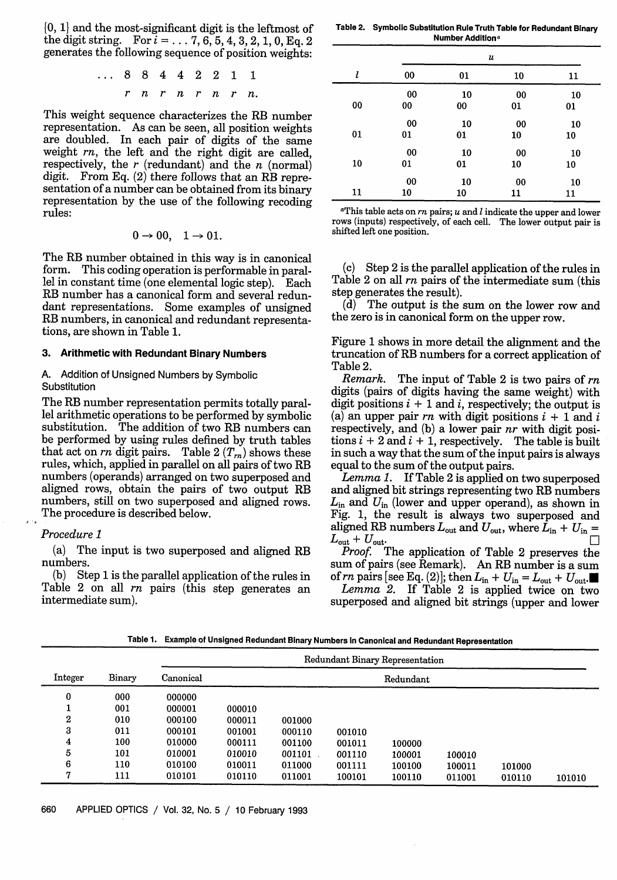{0, 1} and the most-significant digit is the leftmost of the digit string. For $i = \ldots 7, 6, 5, 4, 3, 2, 1, 0$, Eq. 2 generates the following sequence of position weights:

$$\begin{matrix} \ldots & 8 & 8 & 4 & 4 & 2 & 2 & 1 & 1 \\ & r & n & r & n & r & n & r & n. \end{matrix}$$

This weight sequence characterizes the RB number representation. As can be seen, all position weights are doubled. In each pair of digits of the same weight $rn$, the left and the right digit are called, respectively, the $r$ (redundant) and the $n$ (normal) digit. From Eq. (2) there follows that an RB representation of a number can be obtained from its binary representation by the use of the following recoding rules:

$$0 \rightarrow 00, \quad 1 \rightarrow 01.$$

The RB number obtained in this way is in canonical form. This coding operation is performable in parallel in constant time (one elemental logic step). Each RB number has a canonical form and several redundant representations. Some examples of unsigned RB numbers, in canonical and redundant representations, are shown in Table 1.

## 3. Arithmetic with Redundant Binary Numbers

### A. Addition of Unsigned Numbers by Symbolic Substitution

The RB number representation permits totally parallel arithmetic operations to be performed by symbolic substitution. The addition of two RB numbers can be performed by using rules defined by truth tables that act on $rn$ digit pairs. Table 2 ($T_{rn}$) shows these rules, which, applied in parallel on all pairs of two RB numbers (operands) arranged on two superposed and aligned rows, obtain the pairs of two output RB numbers, still on two superposed and aligned rows. The procedure is described below.

*Procedure 1*

(a) The input is two superposed and aligned RB numbers.

(b) Step 1 is the parallel application of the rules in Table 2 on all $rn$ pairs (this step generates an intermediate sum).

(c) Step 2 is the parallel application of the rules in Table 2 on all $rn$ pairs of the intermediate sum (this step generates the result).

(d) The output is the sum on the lower row and the zero is in canonical form on the upper row.

**Table 2. Symbolic Substitution Rule Truth Table for Redundant Binary Number Addition**[a]

| $l$ | $u$ = 00 | $u$ = 01 | $u$ = 10 | $u$ = 11 |
|---|---|---|---|---|
| 00 | 00<br>00 | 10<br>00 | 00<br>01 | 10<br>01 |
| 01 | 00<br>01 | 10<br>01 | 00<br>10 | 10<br>10 |
| 10 | 00<br>01 | 10<br>01 | 00<br>10 | 10<br>10 |
| 11 | 00<br>10 | 10<br>10 | 00<br>11 | 10<br>11 |

[a]This table acts on $rn$ pairs; $u$ and $l$ indicate the upper and lower rows (inputs) respectively, of each cell. The lower output pair is shifted left one position.

Figure 1 shows in more detail the alignment and the truncation of RB numbers for a correct application of Table 2.

*Remark.* The input of Table 2 is two pairs of $rn$ digits (pairs of digits having the same weight) with digit positions $i + 1$ and $i$, respectively; the output is (a) an upper pair $rn$ with digit positions $i + 1$ and $i$ respectively, and (b) a lower pair $nr$ with digit positions $i + 2$ and $i + 1$, respectively. The table is built in such a way that the sum of the input pairs is always equal to the sum of the output pairs.

*Lemma 1.* If Table 2 is applied on two superposed and aligned bit strings representing two RB numbers $L_{in}$ and $U_{in}$ (lower and upper operand), as shown in Fig. 1, the result is always two superposed and aligned RB numbers $L_{out}$ and $U_{out}$, where $L_{in} + U_{in} = L_{out} + U_{out}$. □

*Proof.* The application of Table 2 preserves the sum of pairs (see Remark). An RB number is a sum of $rn$ pairs [see Eq. (2)]; then $L_{in} + U_{in} = L_{out} + U_{out}$. ■

*Lemma 2.* If Table 2 is applied twice on two superposed and aligned bit strings (upper and lower

**Table 1. Example of Unsigned Redundant Binary Numbers in Canonical and Redundant Representation**

| Integer | Binary | Redundant Binary Representation | | | | | | |
|---|---|---|---|---|---|---|---|---|
| | | Canonical | Redundant | | | | | |
| 0 | 000 | 000000 | | | | | | |
| 1 | 001 | 000001 | 000010 | | | | | |
| 2 | 010 | 000100 | 000011 | 001000 | | | | |
| 3 | 011 | 000101 | 001001 | 000110 | 001010 | | | |
| 4 | 100 | 010000 | 000111 | 001100 | 001011 | 100000 | | |
| 5 | 101 | 010001 | 010010 | 001101 | 001110 | 100001 | 100010 | |
| 6 | 110 | 010100 | 010011 | 011000 | 001111 | 100100 | 100011 | 101000 |
| 7 | 111 | 010101 | 010110 | 011001 | 100101 | 100110 | 011001 | 010110 | 101010 |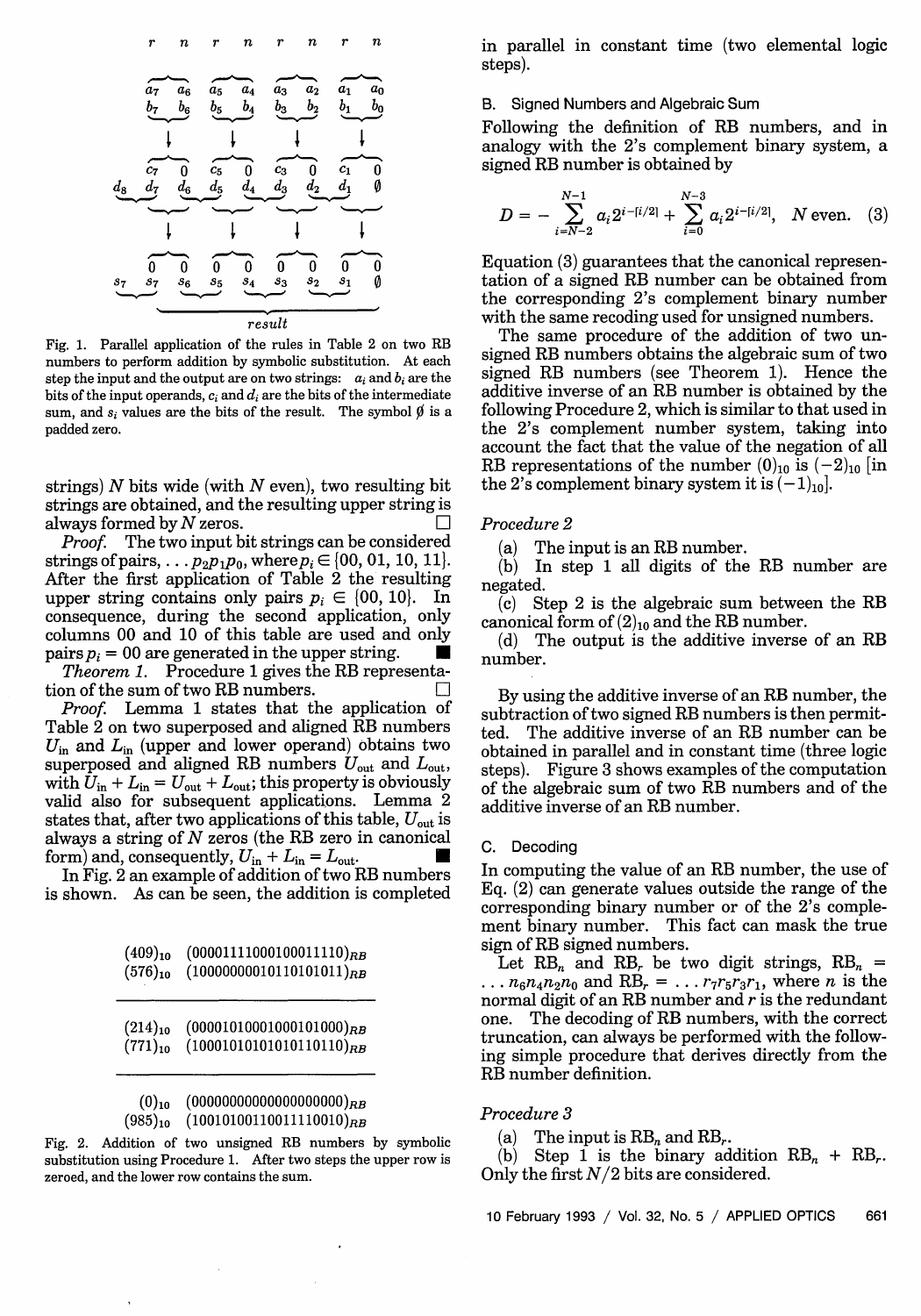r n r n r n r n

$a_7$ $a_6$ $a_5$ $a_4$ $a_3$ $a_2$ $a_1$ $a_0$
$b_7$ $b_6$ $b_5$ $b_4$ $b_3$ $b_2$ $b_1$ $b_0$

$c_7$ 0 $c_5$ 0 $c_3$ 0 $c_1$ 0
$d_8$ $d_7$ $d_6$ $d_5$ $d_4$ $d_3$ $d_2$ $d_1$ ∅

0 0 0 0 0 0 0 0
$s_7$ $s_7$ $s_6$ $s_5$ $s_4$ $s_3$ $s_2$ $s_1$ ∅

result

Fig. 1. Parallel application of the rules in Table 2 on two RB numbers to perform addition by symbolic substitution. At each step the input and the output are on two strings: $a_i$ and $b_i$ are the bits of the input operands, $c_i$ and $d_i$ are the bits of the intermediate sum, and $s_i$ values are the bits of the result. The symbol ∅ is a padded zero.

strings) $N$ bits wide (with $N$ even), two resulting bit strings are obtained, and the resulting upper string is always formed by $N$ zeros. □

*Proof.* The two input bit strings can be considered strings of pairs, $\ldots p_2 p_1 p_0$, where $p_i \in \{00, 01, 10, 11\}$. After the first application of Table 2 the resulting upper string contains only pairs $p_i \in \{00, 10\}$. In consequence, during the second application, only columns 00 and 10 of this table are used and only pairs $p_i = 00$ are generated in the upper string. ■

*Theorem 1.* Procedure 1 gives the RB representation of the sum of two RB numbers. □

*Proof.* Lemma 1 states that the application of Table 2 on two superposed and aligned RB numbers $U_{\text{in}}$ and $L_{\text{in}}$ (upper and lower operand) obtains two superposed and aligned RB numbers $U_{\text{out}}$ and $L_{\text{out}}$, with $U_{\text{in}} + L_{\text{in}} = U_{\text{out}} + L_{\text{out}}$; this property is obviously valid also for subsequent applications. Lemma 2 states that, after two applications of this table, $U_{\text{out}}$ is always a string of $N$ zeros (the RB zero in canonical form) and, consequently, $U_{\text{in}} + L_{\text{in}} = L_{\text{out}}$. ■

In Fig. 2 an example of addition of two RB numbers is shown. As can be seen, the addition is completed in parallel in constant time (two elemental logic steps).

$(409)_{10}$ $(00001111000100011110)_{RB}$
$(576)_{10}$ $(10000000010110101011)_{RB}$

---

$(214)_{10}$ $(00001010001000101000)_{RB}$
$(771)_{10}$ $(10001010101010110110)_{RB}$

---

$(0)_{10}$ $(00000000000000000000)_{RB}$
$(985)_{10}$ $(10010100110011110010)_{RB}$

Fig. 2. Addition of two unsigned RB numbers by symbolic substitution using Procedure 1. After two steps the upper row is zeroed, and the lower row contains the sum.

### B. Signed Numbers and Algebraic Sum

Following the definition of RB numbers, and in analogy with the 2's complement binary system, a signed RB number is obtained by

$$D = -\sum_{i=N-2}^{N-1} a_i 2^{i-\lceil i/2 \rceil} + \sum_{i=0}^{N-3} a_i 2^{i-\lceil i/2 \rceil}, \quad N \text{ even.} \tag{3}$$

Equation (3) guarantees that the canonical representation of a signed RB number can be obtained from the corresponding 2's complement binary number with the same recoding used for unsigned numbers.

The same procedure of the addition of two unsigned RB numbers obtains the algebraic sum of two signed RB numbers (see Theorem 1). Hence the additive inverse of an RB number is obtained by the following Procedure 2, which is similar to that used in the 2's complement number system, taking into account the fact that the value of the negation of all RB representations of the number $(0)_{10}$ is $(-2)_{10}$ [in the 2's complement binary system it is $(-1)_{10}$].

*Procedure 2*

(a) The input is an RB number.

(b) In step 1 all digits of the RB number are negated.

(c) Step 2 is the algebraic sum between the RB canonical form of $(2)_{10}$ and the RB number.

(d) The output is the additive inverse of an RB number.

By using the additive inverse of an RB number, the subtraction of two signed RB numbers is then permitted. The additive inverse of an RB number can be obtained in parallel and in constant time (three logic steps). Figure 3 shows examples of the computation of the algebraic sum of two RB numbers and of the additive inverse of an RB number.

### C. Decoding

In computing the value of an RB number, the use of Eq. (2) can generate values outside the range of the corresponding binary number or of the 2's complement binary number. This fact can mask the true sign of RB signed numbers.

Let $\text{RB}_n$ and $\text{RB}_r$ be two digit strings, $\text{RB}_n = \ldots n_6 n_4 n_2 n_0$ and $\text{RB}_r = \ldots r_7 r_5 r_3 r_1$, where $n$ is the normal digit of an RB number and $r$ is the redundant one. The decoding of RB numbers, with the correct truncation, can always be performed with the following simple procedure that derives directly from the RB number definition.

*Procedure 3*

(a) The input is $\text{RB}_n$ and $\text{RB}_r$.

(b) Step 1 is the binary addition $\text{RB}_n + \text{RB}_r$. Only the first $N/2$ bits are considered.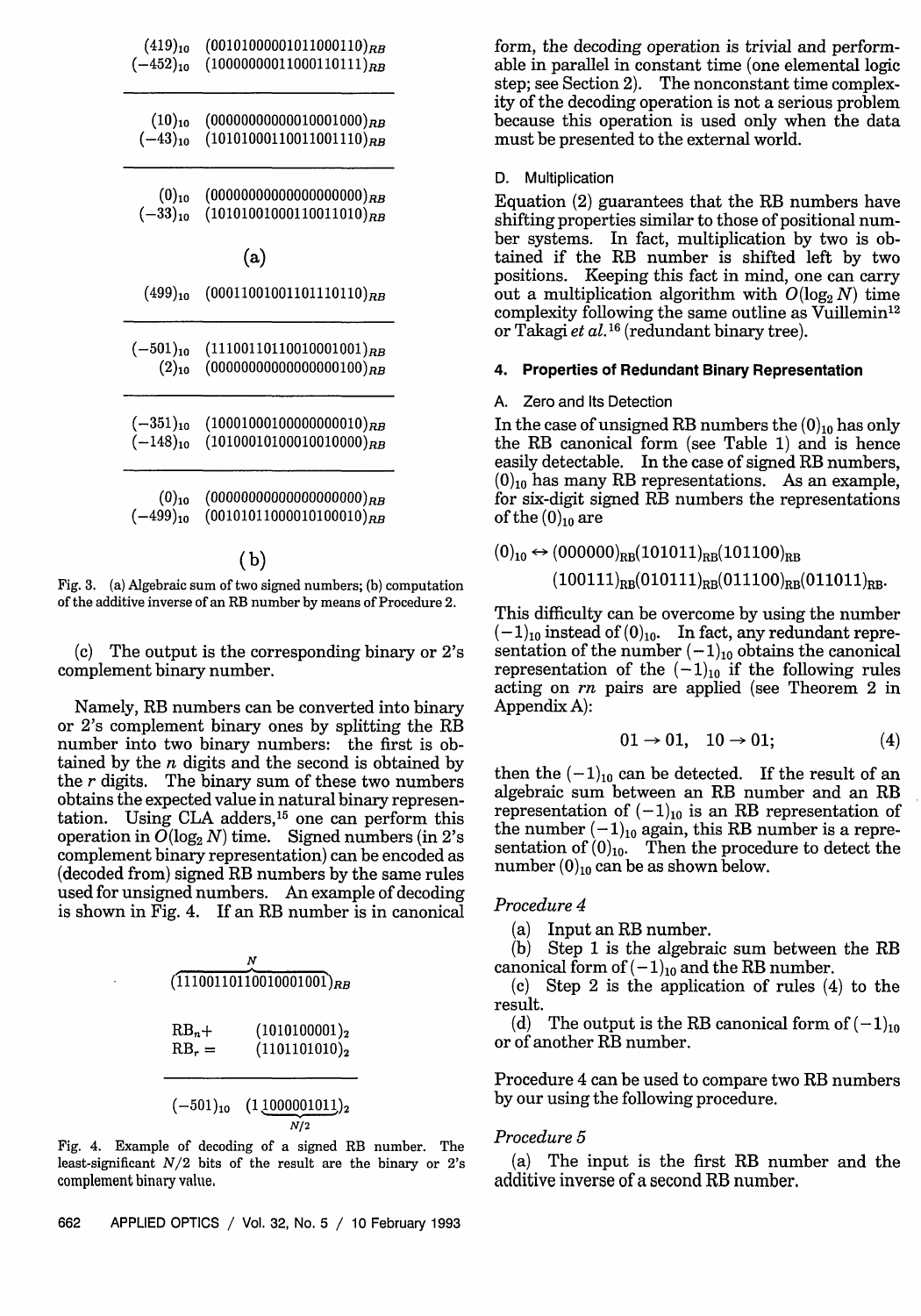$(419)_{10}$ $(00101000001011000110)_{RB}$
$(-452)_{10}$ $(10000000011000110111)_{RB}$

---

$(10)_{10}$ $(00000000000010001000)_{RB}$
$(-43)_{10}$ $(10101000110011001110)_{RB}$

---

$(0)_{10}$ $(00000000000000000000)_{RB}$
$(-33)_{10}$ $(10101001000110011010)_{RB}$

(a)

$(499)_{10}$ $(00011001001101110110)_{RB}$

---

$(-501)_{10}$ $(11100110110010001001)_{RB}$
$(2)_{10}$ $(00000000000000000100)_{RB}$

---

$(-351)_{10}$ $(10001000100000000010)_{RB}$
$(-148)_{10}$ $(10100010100010010000)_{RB}$

---

$(0)_{10}$ $(00000000000000000000)_{RB}$
$(-499)_{10}$ $(00101011000010100010)_{RB}$

(b)

Fig. 3. (a) Algebraic sum of two signed numbers; (b) computation of the additive inverse of an RB number by means of Procedure 2.

(c) The output is the corresponding binary or 2's complement binary number.

Namely, RB numbers can be converted into binary or 2's complement binary ones by splitting the RB number into two binary numbers: the first is obtained by the $n$ digits and the second is obtained by the $r$ digits. The binary sum of these two numbers obtains the expected value in natural binary representation. Using CLA adders,[15] one can perform this operation in $O(\log_2 N)$ time. Signed numbers (in 2's complement binary representation) can be encoded as (decoded from) signed RB numbers by the same rules used for unsigned numbers. An example of decoding is shown in Fig. 4. If an RB number is in canonical form, the decoding operation is trivial and performable in parallel in constant time (one elemental logic step; see Section 2). The nonconstant time complexity of the decoding operation is not a serious problem because this operation is used only when the data must be presented to the external world.

$$\overbrace{(11100110110010001001)_{RB}}^{N}$$

$RB_n+$ $(1010100001)_2$
$RB_r =$ $(1101101010)_2$

---

$$(-501)_{10} \quad (1\underbrace{1000001011}_{N/2})_2$$

Fig. 4. Example of decoding of a signed RB number. The least-significant $N/2$ bits of the result are the binary or 2's complement binary value.

### D. Multiplication

Equation (2) guarantees that the RB numbers have shifting properties similar to those of positional number systems. In fact, multiplication by two is obtained if the RB number is shifted left by two positions. Keeping this fact in mind, one can carry out a multiplication algorithm with $O(\log_2 N)$ time complexity following the same outline as Vuillemin[12] or Takagi *et al.*[16] (redundant binary tree).

## 4. Properties of Redundant Binary Representation

### A. Zero and Its Detection

In the case of unsigned RB numbers the $(0)_{10}$ has only the RB canonical form (see Table 1) and is hence easily detectable. In the case of signed RB numbers, $(0)_{10}$ has many RB representations. As an example, for six-digit signed RB numbers the representations of the $(0)_{10}$ are

$$(0)_{10} \leftrightarrow (000000)_{RB}(101011)_{RB}(101100)_{RB}$$
$$(100111)_{RB}(010111)_{RB}(011100)_{RB}(011011)_{RB}.$$

This difficulty can be overcome by using the number $(-1)_{10}$ instead of $(0)_{10}$. In fact, any redundant representation of the number $(-1)_{10}$ obtains the canonical representation of the $(-1)_{10}$ if the following rules acting on $rn$ pairs are applied (see Theorem 2 in Appendix A):

$$01 \rightarrow 01, \quad 10 \rightarrow 01; \tag{4}$$

then the $(-1)_{10}$ can be detected. If the result of an algebraic sum between an RB number and an RB representation of $(-1)_{10}$ is an RB representation of the number $(-1)_{10}$ again, this RB number is a representation of $(0)_{10}$. Then the procedure to detect the number $(0)_{10}$ can be as shown below.

*Procedure 4*

(a) Input an RB number.
(b) Step 1 is the algebraic sum between the RB canonical form of $(-1)_{10}$ and the RB number.
(c) Step 2 is the application of rules (4) to the result.
(d) The output is the RB canonical form of $(-1)_{10}$ or of another RB number.

Procedure 4 can be used to compare two RB numbers by our using the following procedure.

*Procedure 5*

(a) The input is the first RB number and the additive inverse of a second RB number.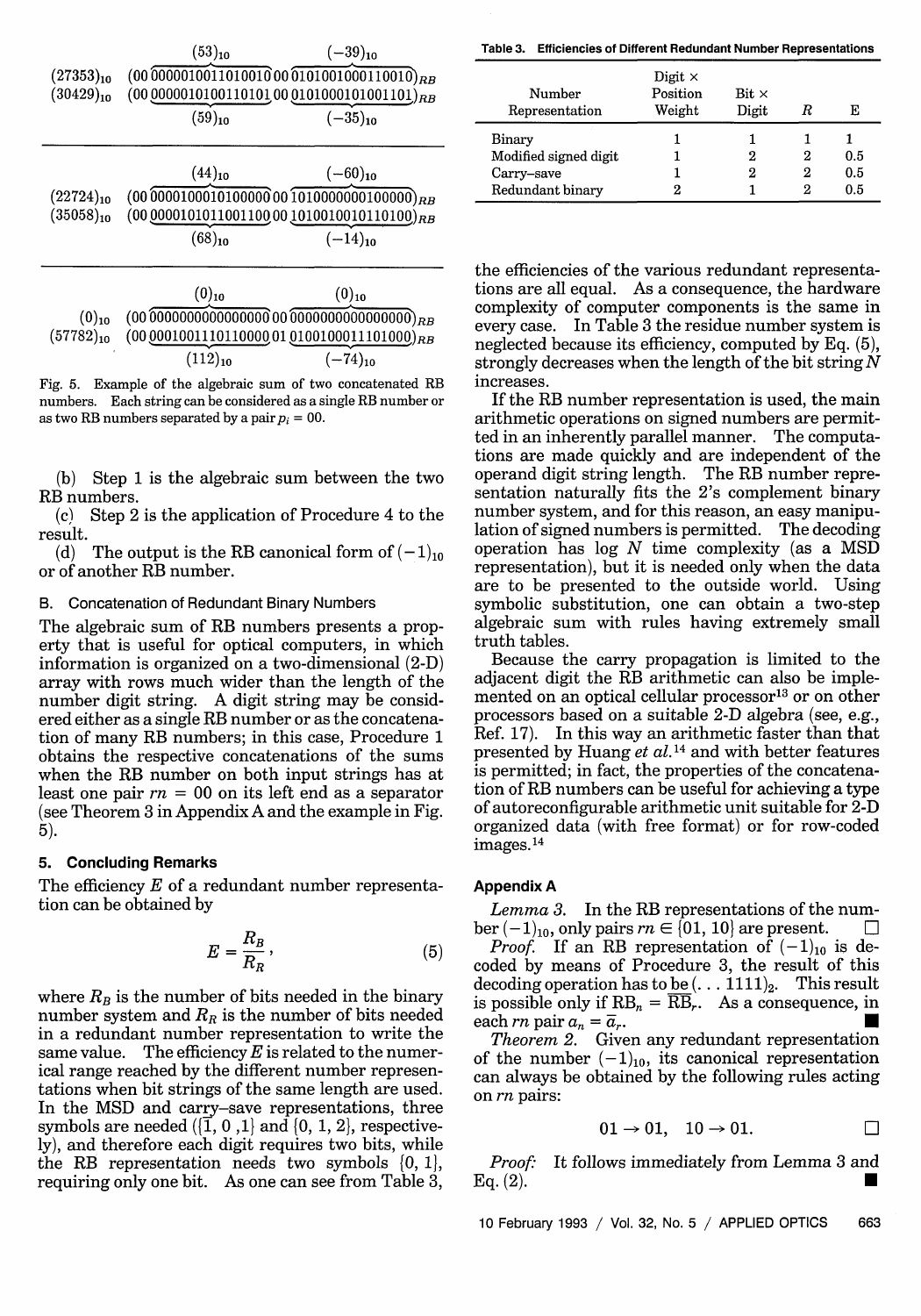$$
\begin{array}{ll}
 & \quad\quad\quad (53)_{10} \quad\quad\quad\quad\quad\quad (-39)_{10} \\
(27353)_{10} & (00\,\overbrace{0000010011010010}\,00\,\overbrace{0101001000110010})_{RB} \\
(30429)_{10} & (00\,\underbrace{0000010100110101}\,00\,\underbrace{0101000101001101})_{RB} \\
 & \quad\quad\quad (59)_{10} \quad\quad\quad\quad\quad\quad (-35)_{10}
\end{array}
$$

$$
\begin{array}{ll}
 & \quad\quad\quad (44)_{10} \quad\quad\quad\quad\quad\quad (-60)_{10} \\
(22724)_{10} & (00\,\overbrace{0000100010100000}\,00\,\overbrace{1010000000100000})_{RB} \\
(35058)_{10} & (00\,\underbrace{0000101011001100}\,00\,\underbrace{1010010010110100})_{RB} \\
 & \quad\quad\quad (68)_{10} \quad\quad\quad\quad\quad\quad (-14)_{10}
\end{array}
$$

$$
\begin{array}{ll}
 & \quad\quad\quad (0)_{10} \quad\quad\quad\quad\quad\quad (0)_{10} \\
(0)_{10} & (00\,\overbrace{0000000000000000}\,00\,\overbrace{0000000000000000})_{RB} \\
(57782)_{10} & (00\,\underbrace{0001001110110000}\,01\,\underbrace{0100100011101000})_{RB} \\
 & \quad\quad\quad (112)_{10} \quad\quad\quad\quad\quad\quad (-74)_{10}
\end{array}
$$

Fig. 5. Example of the algebraic sum of two concatenated RB numbers. Each string can be considered as a single RB number or as two RB numbers separated by a pair $p_i = 00$.

(b) Step 1 is the algebraic sum between the two RB numbers.

(c) Step 2 is the application of Procedure 4 to the result.

(d) The output is the RB canonical form of $(-1)_{10}$ or of another RB number.

### B. Concatenation of Redundant Binary Numbers

The algebraic sum of RB numbers presents a property that is useful for optical computers, in which information is organized on a two-dimensional (2-D) array with rows much wider than the length of the number digit string. A digit string may be considered either as a single RB number or as the concatenation of many RB numbers; in this case, Procedure 1 obtains the respective concatenations of the sums when the RB number on both input strings has at least one pair $rn = 00$ on its left end as a separator (see Theorem 3 in Appendix A and the example in Fig. 5).

## 5. Concluding Remarks

The efficiency $E$ of a redundant number representation can be obtained by

$$E = \frac{R_B}{R_R}, \tag{5}$$

where $R_B$ is the number of bits needed in the binary number system and $R_R$ is the number of bits needed in a redundant number representation to write the same value. The efficiency $E$ is related to the numerical range reached by the different number representations when bit strings of the same length are used. In the MSD and carry–save representations, three symbols are needed ($\{\bar{1}, 0, 1\}$ and $\{0, 1, 2\}$, respectively), and therefore each digit requires two bits, while the RB representation needs two symbols $\{0, 1\}$, requiring only one bit. As one can see from Table 3, the efficiencies of the various redundant representations are all equal. As a consequence, the hardware complexity of computer components is the same in every case. In Table 3 the residue number system is neglected because its efficiency, computed by Eq. (5), strongly decreases when the length of the bit string $N$ increases.

**Table 3. Efficiencies of Different Redundant Number Representations**

| Number Representation | Digit × Position Weight | Bit × Digit | $R$ | E |
|---|---|---|---|---|
| Binary | 1 | 1 | 1 | 1 |
| Modified signed digit | 1 | 2 | 2 | 0.5 |
| Carry–save | 1 | 2 | 2 | 0.5 |
| Redundant binary | 2 | 1 | 2 | 0.5 |

If the RB number representation is used, the main arithmetic operations on signed numbers are permitted in an inherently parallel manner. The computations are made quickly and are independent of the operand digit string length. The RB number representation naturally fits the 2's complement binary number system, and for this reason, an easy manipulation of signed numbers is permitted. The decoding operation has log $N$ time complexity (as a MSD representation), but it is needed only when the data are to be presented to the outside world. Using symbolic substitution, one can obtain a two-step algebraic sum with rules having extremely small truth tables.

Because the carry propagation is limited to the adjacent digit the RB arithmetic can also be implemented on an optical cellular processor[13] or on other processors based on a suitable 2-D algebra (see, e.g., Ref. 17). In this way an arithmetic faster than that presented by Huang *et al.*[14] and with better features is permitted; in fact, the properties of the concatenation of RB numbers can be useful for achieving a type of autoreconfigurable arithmetic unit suitable for 2-D organized data (with free format) or for row-coded images.[14]

## Appendix A

*Lemma 3.* In the RB representations of the number $(-1)_{10}$, only pairs $rn \in \{01, 10\}$ are present. □

*Proof.* If an RB representation of $(-1)_{10}$ is decoded by means of Procedure 3, the result of this decoding operation has to be $(\ldots 1111)_2$. This result is possible only if $\mathrm{RB}_n = \overline{\mathrm{RB}}_r$. As a consequence, in each $rn$ pair $a_n = \bar{a}_r$. ■

*Theorem 2.* Given any redundant representation of the number $(-1)_{10}$, its canonical representation can always be obtained by the following rules acting on $rn$ pairs:

$$01 \to 01, \quad 10 \to 01. \qquad \square$$

*Proof:* It follows immediately from Lemma 3 and Eq. (2). ■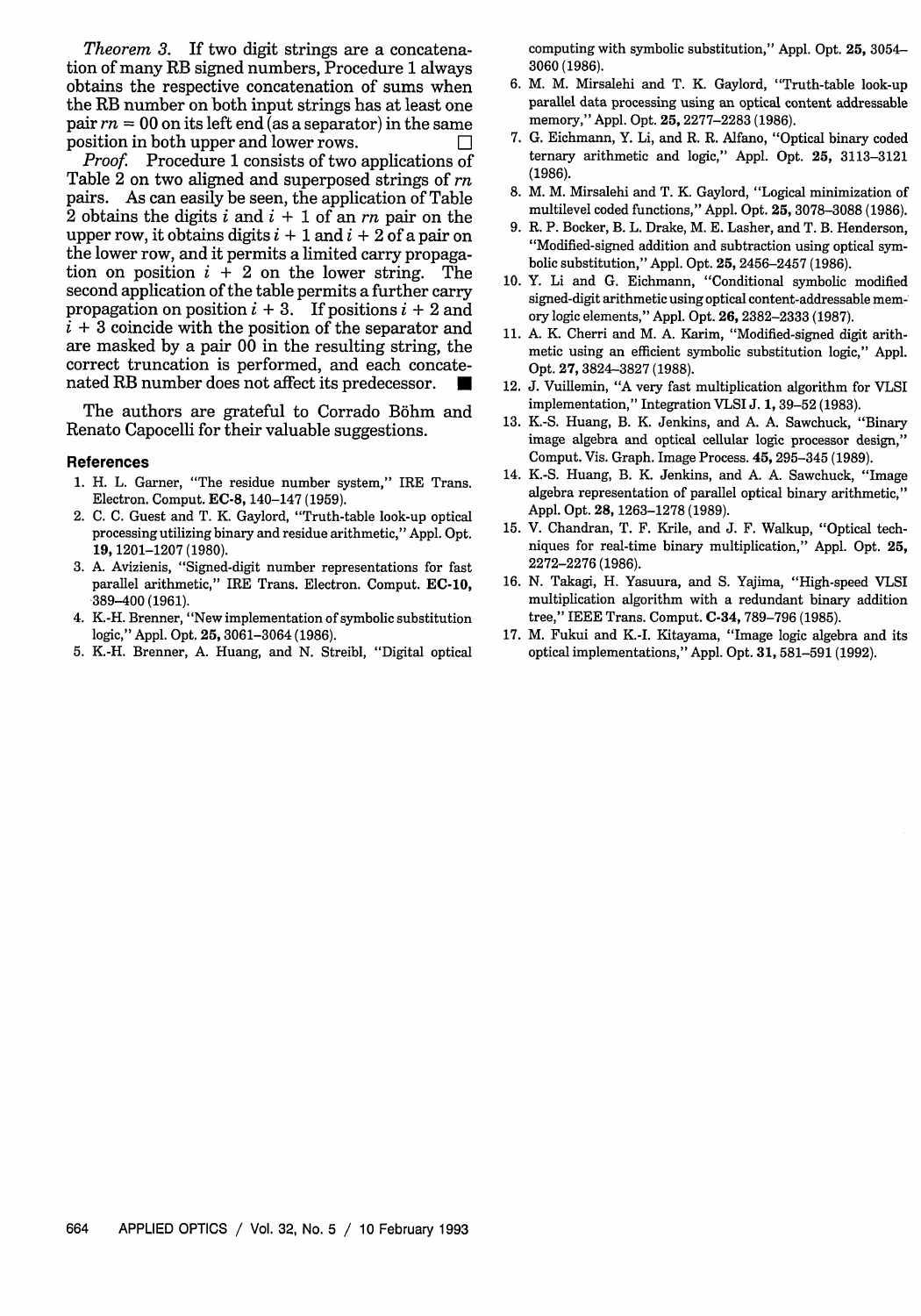*Theorem 3.* If two digit strings are a concatenation of many RB signed numbers, Procedure 1 always obtains the respective concatenation of sums when the RB number on both input strings has at least one pair $rn = 00$ on its left end (as a separator) in the same position in both upper and lower rows. □

*Proof.* Procedure 1 consists of two applications of Table 2 on two aligned and superposed strings of $rn$ pairs. As can easily be seen, the application of Table 2 obtains the digits $i$ and $i + 1$ of an $rn$ pair on the upper row, it obtains digits $i + 1$ and $i + 2$ of a pair on the lower row, and it permits a limited carry propagation on position $i + 2$ on the lower string. The second application of the table permits a further carry propagation on position $i + 3$. If positions $i + 2$ and $i + 3$ coincide with the position of the separator and are masked by a pair 00 in the resulting string, the correct truncation is performed, and each concatenated RB number does not affect its predecessor. ■

The authors are grateful to Corrado Böhm and Renato Capocelli for their valuable suggestions.

## References

1. H. L. Garner, "The residue number system," IRE Trans. Electron. Comput. **EC-8**, 140–147 (1959).
2. C. C. Guest and T. K. Gaylord, "Truth-table look-up optical processing utilizing binary and residue arithmetic," Appl. Opt. **19**, 1201–1207 (1980).
3. A. Avizienis, "Signed-digit number representations for fast parallel arithmetic," IRE Trans. Electron. Comput. **EC-10**, 389–400 (1961).
4. K.-H. Brenner, "New implementation of symbolic substitution logic," Appl. Opt. **25**, 3061–3064 (1986).
5. K.-H. Brenner, A. Huang, and N. Streibl, "Digital optical computing with symbolic substitution," Appl. Opt. **25**, 3054–3060 (1986).
6. M. M. Mirsalehi and T. K. Gaylord, "Truth-table look-up parallel data processing using an optical content addressable memory," Appl. Opt. **25**, 2277–2283 (1986).
7. G. Eichmann, Y. Li, and R. R. Alfano, "Optical binary coded ternary arithmetic and logic," Appl. Opt. **25**, 3113–3121 (1986).
8. M. M. Mirsalehi and T. K. Gaylord, "Logical minimization of multilevel coded functions," Appl. Opt. **25**, 3078–3088 (1986).
9. R. P. Bocker, B. L. Drake, M. E. Lasher, and T. B. Henderson, "Modified-signed addition and subtraction using optical symbolic substitution," Appl. Opt. **25**, 2456–2457 (1986).
10. Y. Li and G. Eichmann, "Conditional symbolic modified signed-digit arithmetic using optical content-addressable memory logic elements," Appl. Opt. **26**, 2382–2333 (1987).
11. A. K. Cherri and M. A. Karim, "Modified-signed digit arithmetic using an efficient symbolic substitution logic," Appl. Opt. **27**, 3824–3827 (1988).
12. J. Vuillemin, "A very fast multiplication algorithm for VLSI implementation," Integration VLSI J. **1**, 39–52 (1983).
13. K.-S. Huang, B. K. Jenkins, and A. A. Sawchuck, "Binary image algebra and optical cellular logic processor design," Comput. Vis. Graph. Image Process. **45**, 295–345 (1989).
14. K.-S. Huang, B. K. Jenkins, and A. A. Sawchuck, "Image algebra representation of parallel optical binary arithmetic," Appl. Opt. **28**, 1263–1278 (1989).
15. V. Chandran, T. F. Krile, and J. F. Walkup, "Optical techniques for real-time binary multiplication," Appl. Opt. **25**, 2272–2276 (1986).
16. N. Takagi, H. Yasuura, and S. Yajima, "High-speed VLSI multiplication algorithm with a redundant binary addition tree," IEEE Trans. Comput. **C-34**, 789–796 (1985).
17. M. Fukui and K.-I. Kitayama, "Image logic algebra and its optical implementations," Appl. Opt. **31**, 581–591 (1992).